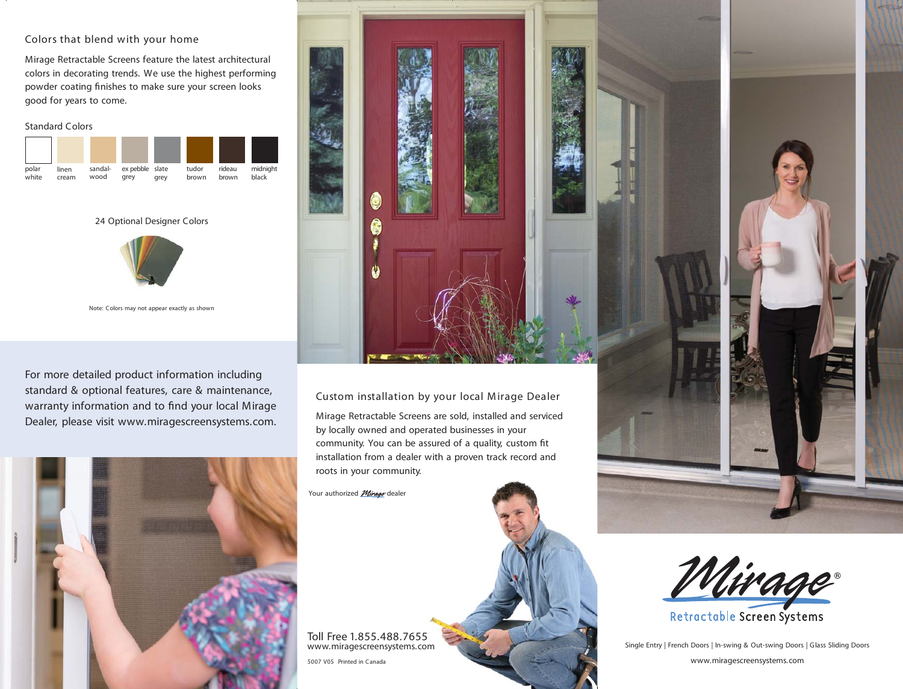## Colors that blend with your home

Mirage Retractable Screens feature the latest architectural colors in decorating trends. We use the highest performing powder coating finishes to make sure your screen looks good for years to come.

### Standard Colors

| polar white | linen cream | sandal-wood | ex pebble grey | slate grey | tudor brown | rideau brown | midnight black |
| --- | --- | --- | --- | --- | --- | --- | --- |

### 24 Optional Designer Colors

Note: Colors may not appear exactly as shown

For more detailed product information including standard & optional features, care & maintenance, warranty information and to find your local Mirage Dealer, please visit www.miragescreensystems.com.

## Custom installation by your local Mirage Dealer

Mirage Retractable Screens are sold, installed and serviced by locally owned and operated businesses in your community. You can be assured of a quality, custom fit installation from a dealer with a proven track record and roots in your community.

Your authorized Mirage dealer

Toll Free 1.855.488.7655
www.miragescreensystems.com

5007 V05 Printed in Canada

# Mirage®
## Retractable Screen Systems

Single Entry | French Doors | In-swing & Out-swing Doors | Glass Sliding Doors

www.miragescreensystems.com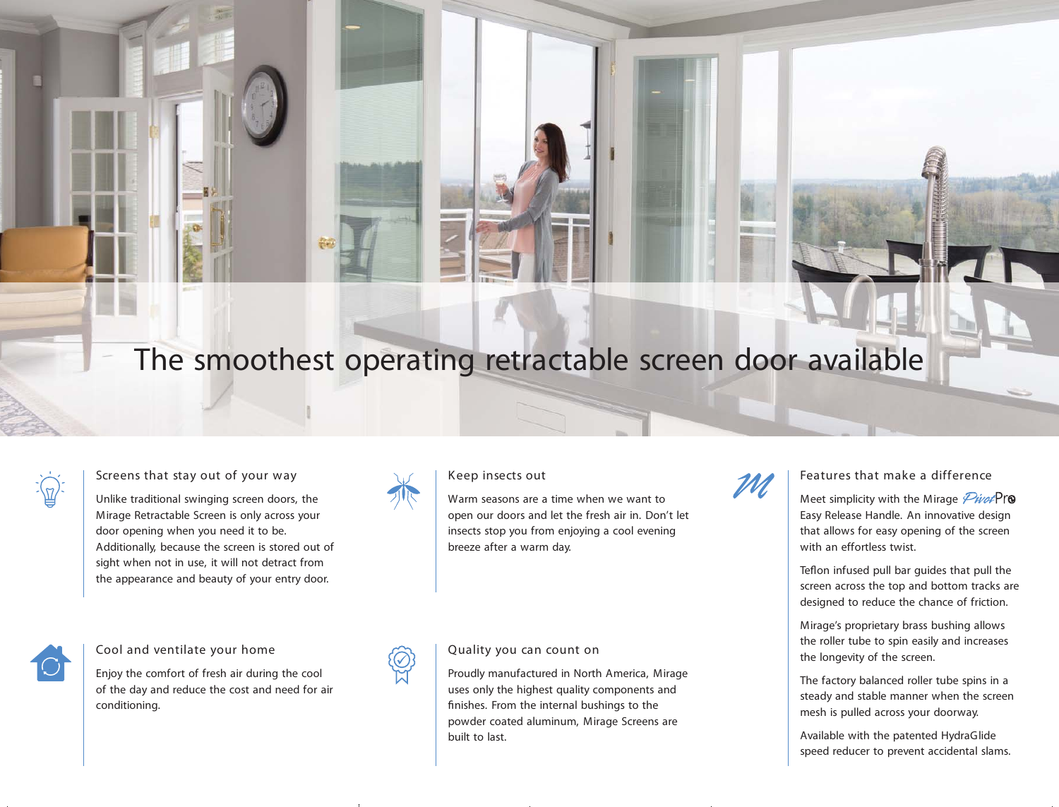# The smoothest operating retractable screen door available

## Screens that stay out of your way

Unlike traditional swinging screen doors, the Mirage Retractable Screen is only across your door opening when you need it to be. Additionally, because the screen is stored out of sight when not in use, it will not detract from the appearance and beauty of your entry door.

## Keep insects out

Warm seasons are a time when we want to open our doors and let the fresh air in. Don't let insects stop you from enjoying a cool evening breeze after a warm day.

## Features that make a difference

Meet simplicity with the Mirage *Pivot*Pro Easy Release Handle. An innovative design that allows for easy opening of the screen with an effortless twist.

Teflon infused pull bar guides that pull the screen across the top and bottom tracks are designed to reduce the chance of friction.

Mirage's proprietary brass bushing allows the roller tube to spin easily and increases the longevity of the screen.

The factory balanced roller tube spins in a steady and stable manner when the screen mesh is pulled across your doorway.

Available with the patented HydraGlide speed reducer to prevent accidental slams.

## Cool and ventilate your home

Enjoy the comfort of fresh air during the cool of the day and reduce the cost and need for air conditioning.

## Quality you can count on

Proudly manufactured in North America, Mirage uses only the highest quality components and finishes. From the internal bushings to the powder coated aluminum, Mirage Screens are built to last.